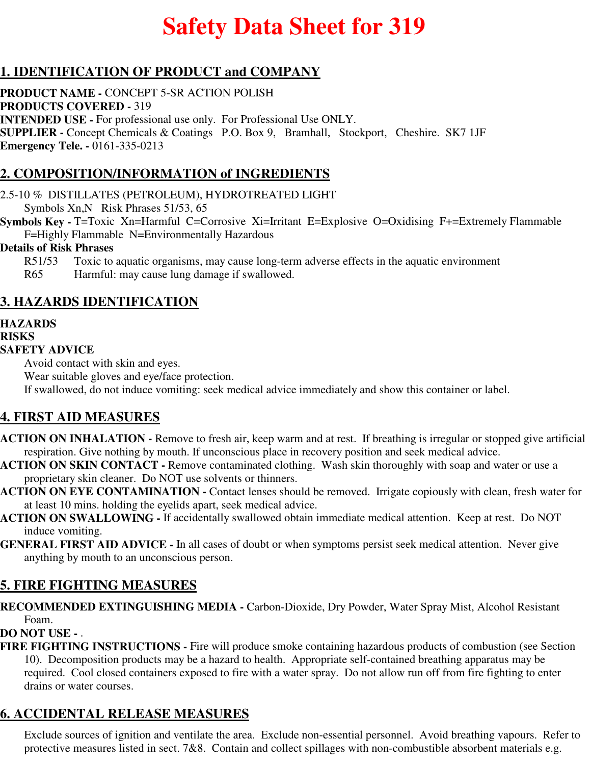# Safety Data Sheet for 319

## 1. IDENTIFICATION OF PRODUCT and COMPANY

**PRODUCT NAME -** CONCEPT 5-SR ACTION POLISH
**PRODUCTS COVERED -** 319
**INTENDED USE -** For professional use only. For Professional Use ONLY.
**SUPPLIER -** Concept Chemicals & Coatings P.O. Box 9, Bramhall, Stockport, Cheshire. SK7 1JF
**Emergency Tele. -** 0161-335-0213

## 2. COMPOSITION/INFORMATION of INGREDIENTS

2.5-10 % DISTILLATES (PETROLEUM), HYDROTREATED LIGHT
Symbols Xn,N Risk Phrases 51/53, 65

**Symbols Key -** T=Toxic Xn=Harmful C=Corrosive Xi=Irritant E=Explosive O=Oxidising F+=Extremely Flammable F=Highly Flammable N=Environmentally Hazardous

**Details of Risk Phrases**
R51/53 Toxic to aquatic organisms, may cause long-term adverse effects in the aquatic environment
R65 Harmful: may cause lung damage if swallowed.

## 3. HAZARDS IDENTIFICATION

**HAZARDS**
**RISKS**
**SAFETY ADVICE**
Avoid contact with skin and eyes.
Wear suitable gloves and eye/face protection.
If swallowed, do not induce vomiting: seek medical advice immediately and show this container or label.

## 4. FIRST AID MEASURES

**ACTION ON INHALATION -** Remove to fresh air, keep warm and at rest. If breathing is irregular or stopped give artificial respiration. Give nothing by mouth. If unconscious place in recovery position and seek medical advice.
**ACTION ON SKIN CONTACT -** Remove contaminated clothing. Wash skin thoroughly with soap and water or use a proprietary skin cleaner. Do NOT use solvents or thinners.
**ACTION ON EYE CONTAMINATION -** Contact lenses should be removed. Irrigate copiously with clean, fresh water for at least 10 mins. holding the eyelids apart, seek medical advice.
**ACTION ON SWALLOWING -** If accidentally swallowed obtain immediate medical attention. Keep at rest. Do NOT induce vomiting.
**GENERAL FIRST AID ADVICE -** In all cases of doubt or when symptoms persist seek medical attention. Never give anything by mouth to an unconscious person.

## 5. FIRE FIGHTING MEASURES

**RECOMMENDED EXTINGUISHING MEDIA -** Carbon-Dioxide, Dry Powder, Water Spray Mist, Alcohol Resistant Foam.
**DO NOT USE -** .
**FIRE FIGHTING INSTRUCTIONS -** Fire will produce smoke containing hazardous products of combustion (see Section 10). Decomposition products may be a hazard to health. Appropriate self-contained breathing apparatus may be required. Cool closed containers exposed to fire with a water spray. Do not allow run off from fire fighting to enter drains or water courses.

## 6. ACCIDENTAL RELEASE MEASURES

Exclude sources of ignition and ventilate the area. Exclude non-essential personnel. Avoid breathing vapours. Refer to protective measures listed in sect. 7&8. Contain and collect spillages with non-combustible absorbent materials e.g.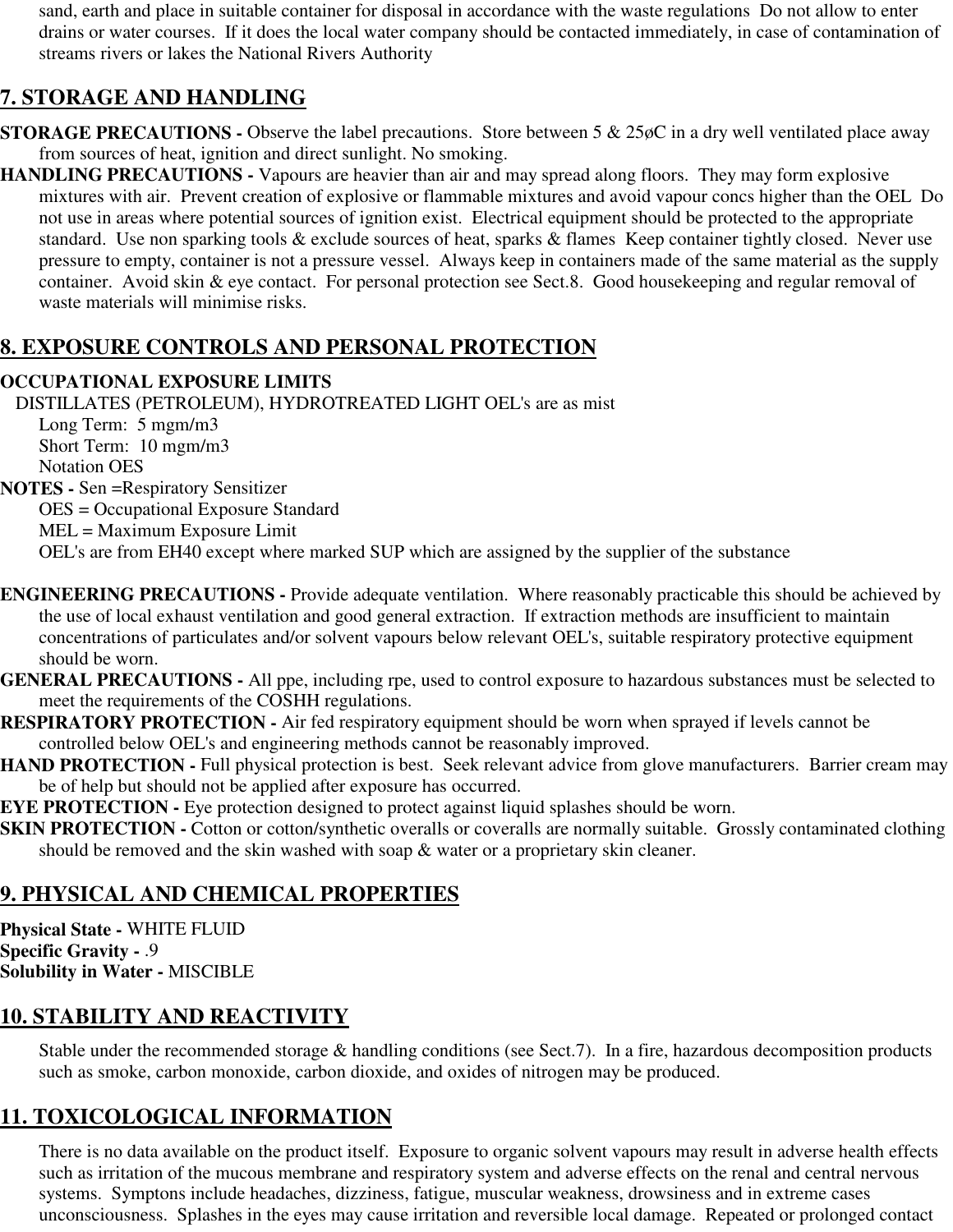sand, earth and place in suitable container for disposal in accordance with the waste regulations  Do not allow to enter drains or water courses.  If it does the local water company should be contacted immediately, in case of contamination of streams rivers or lakes the National Rivers Authority

## 7. STORAGE AND HANDLING

**STORAGE PRECAUTIONS -** Observe the label precautions.  Store between 5 & 25øC in a dry well ventilated place away from sources of heat, ignition and direct sunlight. No smoking.

**HANDLING PRECAUTIONS -** Vapours are heavier than air and may spread along floors.  They may form explosive mixtures with air.  Prevent creation of explosive or flammable mixtures and avoid vapour concs higher than the OEL  Do not use in areas where potential sources of ignition exist.  Electrical equipment should be protected to the appropriate standard.  Use non sparking tools & exclude sources of heat, sparks & flames  Keep container tightly closed.  Never use pressure to empty, container is not a pressure vessel.  Always keep in containers made of the same material as the supply container.  Avoid skin & eye contact.  For personal protection see Sect.8.  Good housekeeping and regular removal of waste materials will minimise risks.

## 8. EXPOSURE CONTROLS AND PERSONAL PROTECTION

**OCCUPATIONAL EXPOSURE LIMITS**

DISTILLATES (PETROLEUM), HYDROTREATED LIGHT OEL's are as mist

Long Term:  5 mgm/m3
Short Term:  10 mgm/m3
Notation OES

**NOTES -** Sen =Respiratory Sensitizer
OES = Occupational Exposure Standard
MEL = Maximum Exposure Limit
OEL's are from EH40 except where marked SUP which are assigned by the supplier of the substance

**ENGINEERING PRECAUTIONS -** Provide adequate ventilation.  Where reasonably practicable this should be achieved by the use of local exhaust ventilation and good general extraction.  If extraction methods are insufficient to maintain concentrations of particulates and/or solvent vapours below relevant OEL's, suitable respiratory protective equipment should be worn.

**GENERAL PRECAUTIONS -** All ppe, including rpe, used to control exposure to hazardous substances must be selected to meet the requirements of the COSHH regulations.

**RESPIRATORY PROTECTION -** Air fed respiratory equipment should be worn when sprayed if levels cannot be controlled below OEL's and engineering methods cannot be reasonably improved.

**HAND PROTECTION -** Full physical protection is best.  Seek relevant advice from glove manufacturers.  Barrier cream may be of help but should not be applied after exposure has occurred.

**EYE PROTECTION -** Eye protection designed to protect against liquid splashes should be worn.

**SKIN PROTECTION -** Cotton or cotton/synthetic overalls or coveralls are normally suitable.  Grossly contaminated clothing should be removed and the skin washed with soap & water or a proprietary skin cleaner.

## 9. PHYSICAL AND CHEMICAL PROPERTIES

**Physical State -** WHITE FLUID
**Specific Gravity -** .9
**Solubility in Water -** MISCIBLE

## 10. STABILITY AND REACTIVITY

Stable under the recommended storage & handling conditions (see Sect.7).  In a fire, hazardous decomposition products such as smoke, carbon monoxide, carbon dioxide, and oxides of nitrogen may be produced.

## 11. TOXICOLOGICAL INFORMATION

There is no data available on the product itself.  Exposure to organic solvent vapours may result in adverse health effects such as irritation of the mucous membrane and respiratory system and adverse effects on the renal and central nervous systems.  Symptons include headaches, dizziness, fatigue, muscular weakness, drowsiness and in extreme cases unconsciousness.  Splashes in the eyes may cause irritation and reversible local damage.  Repeated or prolonged contact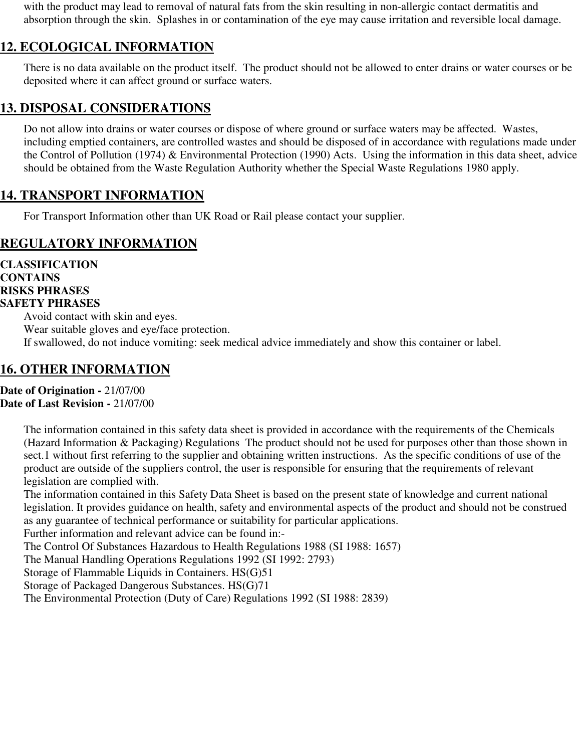with the product may lead to removal of natural fats from the skin resulting in non-allergic contact dermatitis and absorption through the skin. Splashes in or contamination of the eye may cause irritation and reversible local damage.

## 12. ECOLOGICAL INFORMATION

There is no data available on the product itself. The product should not be allowed to enter drains or water courses or be deposited where it can affect ground or surface waters.

## 13. DISPOSAL CONSIDERATIONS

Do not allow into drains or water courses or dispose of where ground or surface waters may be affected. Wastes, including emptied containers, are controlled wastes and should be disposed of in accordance with regulations made under the Control of Pollution (1974) & Environmental Protection (1990) Acts. Using the information in this data sheet, advice should be obtained from the Waste Regulation Authority whether the Special Waste Regulations 1980 apply.

## 14. TRANSPORT INFORMATION

For Transport Information other than UK Road or Rail please contact your supplier.

## REGULATORY INFORMATION

**CLASSIFICATION**
**CONTAINS**
**RISKS PHRASES**
**SAFETY PHRASES**

Avoid contact with skin and eyes.
Wear suitable gloves and eye/face protection.
If swallowed, do not induce vomiting: seek medical advice immediately and show this container or label.

## 16. OTHER INFORMATION

**Date of Origination -** 21/07/00
**Date of Last Revision -** 21/07/00

The information contained in this safety data sheet is provided in accordance with the requirements of the Chemicals (Hazard Information & Packaging) Regulations The product should not be used for purposes other than those shown in sect.1 without first referring to the supplier and obtaining written instructions. As the specific conditions of use of the product are outside of the suppliers control, the user is responsible for ensuring that the requirements of relevant legislation are complied with.
The information contained in this Safety Data Sheet is based on the present state of knowledge and current national legislation. It provides guidance on health, safety and environmental aspects of the product and should not be construed as any guarantee of technical performance or suitability for particular applications.
Further information and relevant advice can be found in:-
The Control Of Substances Hazardous to Health Regulations 1988 (SI 1988: 1657)
The Manual Handling Operations Regulations 1992 (SI 1992: 2793)
Storage of Flammable Liquids in Containers. HS(G)51
Storage of Packaged Dangerous Substances. HS(G)71
The Environmental Protection (Duty of Care) Regulations 1992 (SI 1988: 2839)